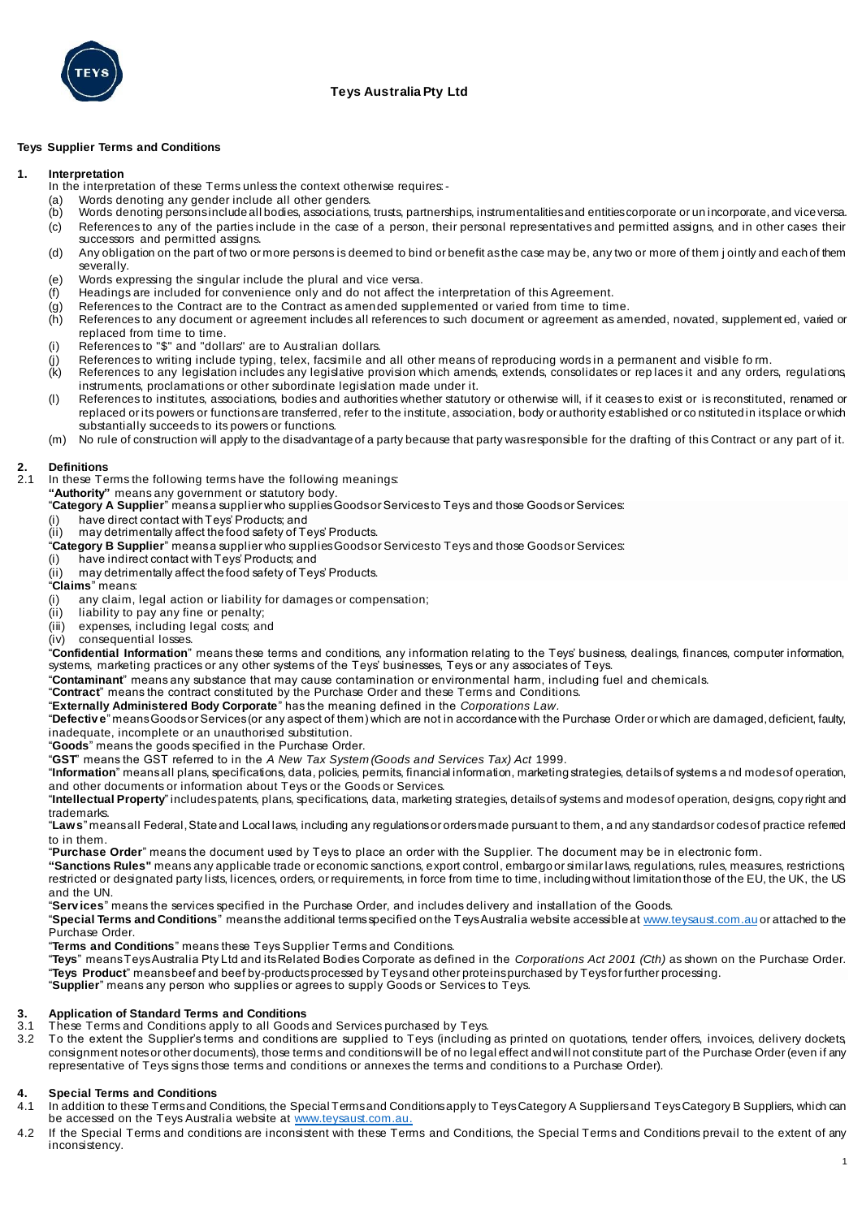**Teys Australia Pty Ltd**

**Teys Supplier Terms and Conditions**

**1. Interpretation**

In the interpretation of these Terms unless the context otherwise requires:-

(a) Words denoting any gender include all other genders.
(b) Words denoting persons include all bodies, associations, trusts, partnerships, instrumentalities and entities corporate or unincorporate, and vice versa.
(c) References to any of the parties include in the case of a person, their personal representatives and permitted assigns, and in other cases their successors and permitted assigns.
(d) Any obligation on the part of two or more persons is deemed to bind or benefit as the case may be, any two or more of them jointly and each of them severally.
(e) Words expressing the singular include the plural and vice versa.
(f) Headings are included for convenience only and do not affect the interpretation of this Agreement.
(g) References to the Contract are to the Contract as amended supplemented or varied from time to time.
(h) References to any document or agreement includes all references to such document or agreement as amended, novated, supplemented, varied or replaced from time to time.
(i) References to "$" and "dollars" are to Australian dollars.
(j) References to writing include typing, telex, facsimile and all other means of reproducing words in a permanent and visible form.
(k) References to any legislation includes any legislative provision which amends, extends, consolidates or replaces it and any orders, regulations, instruments, proclamations or other subordinate legislation made under it.
(l) References to institutes, associations, bodies and authorities whether statutory or otherwise will, if it ceases to exist or is reconstituted, renamed or replaced or its powers or functions are transferred, refer to the institute, association, body or authority established or constituted in its place or which substantially succeeds to its powers or functions.
(m) No rule of construction will apply to the disadvantage of a party because that party was responsible for the drafting of this Contract or any part of it.

**2. Definitions**

2.1 In these Terms the following terms have the following meanings:

**"Authority"** means any government or statutory body.

"**Category A Supplier**" means a supplier who supplies Goods or Services to Teys and those Goods or Services:
(i) have direct contact with Teys' Products; and
(ii) may detrimentally affect the food safety of Teys' Products.

"**Category B Supplier**" means a supplier who supplies Goods or Services to Teys and those Goods or Services:
(i) have indirect contact with Teys' Products; and
(ii) may detrimentally affect the food safety of Teys' Products.

"**Claims**" means:
(i) any claim, legal action or liability for damages or compensation;
(ii) liability to pay any fine or penalty;
(iii) expenses, including legal costs; and
(iv) consequential losses.

"**Confidential Information**" means these terms and conditions, any information relating to the Teys' business, dealings, finances, computer information, systems, marketing practices or any other systems of the Teys' businesses, Teys or any associates of Teys.

"**Contaminant**" means any substance that may cause contamination or environmental harm, including fuel and chemicals.

"**Contract**" means the contract constituted by the Purchase Order and these Terms and Conditions.

"**Externally Administered Body Corporate**" has the meaning defined in the *Corporations Law*.

"**Defective**" means Goods or Services (or any aspect of them) which are not in accordance with the Purchase Order or which are damaged, deficient, faulty, inadequate, incomplete or an unauthorised substitution.

"**Goods**" means the goods specified in the Purchase Order.

"**GST**" means the GST referred to in the *A New Tax System (Goods and Services Tax) Act* 1999.

"**Information**" means all plans, specifications, data, policies, permits, financial information, marketing strategies, details of systems and modes of operation, and other documents or information about Teys or the Goods or Services.

"**Intellectual Property**" includes patents, plans, specifications, data, marketing strategies, details of systems and modes of operation, designs, copyright and trademarks.

"**Laws**" means all Federal, State and Local laws, including any regulations or orders made pursuant to them, and any standards or codes of practice referred to in them.

"**Purchase Order**" means the document used by Teys to place an order with the Supplier. The document may be in electronic form.

**"Sanctions Rules"** means any applicable trade or economic sanctions, export control, embargo or similar laws, regulations, rules, measures, restrictions, restricted or designated party lists, licences, orders, or requirements, in force from time to time, including without limitation those of the EU, the UK, the US and the UN.

"**Services**" means the services specified in the Purchase Order, and includes delivery and installation of the Goods.

"**Special Terms and Conditions**" means the additional terms specified on the Teys Australia website accessible at www.teysaust.com.au or attached to the Purchase Order.

"**Terms and Conditions**" means these Teys Supplier Terms and Conditions.

"**Teys**" means Teys Australia Pty Ltd and its Related Bodies Corporate as defined in the *Corporations Act 2001 (Cth)* as shown on the Purchase Order.

"**Teys Product**" means beef and beef by-products processed by Teys and other proteins purchased by Teys for further processing.

"**Supplier**" means any person who supplies or agrees to supply Goods or Services to Teys.

**3. Application of Standard Terms and Conditions**

3.1 These Terms and Conditions apply to all Goods and Services purchased by Teys.

3.2 To the extent the Supplier's terms and conditions are supplied to Teys (including as printed on quotations, tender offers, invoices, delivery dockets, consignment notes or other documents), those terms and conditions will be of no legal effect and will not constitute part of the Purchase Order (even if any representative of Teys signs those terms and conditions or annexes the terms and conditions to a Purchase Order).

**4. Special Terms and Conditions**

4.1 In addition to these Terms and Conditions, the Special Terms and Conditions apply to Teys Category A Suppliers and Teys Category B Suppliers, which can be accessed on the Teys Australia website at www.teysaust.com.au.

4.2 If the Special Terms and conditions are inconsistent with these Terms and Conditions, the Special Terms and Conditions prevail to the extent of any inconsistency.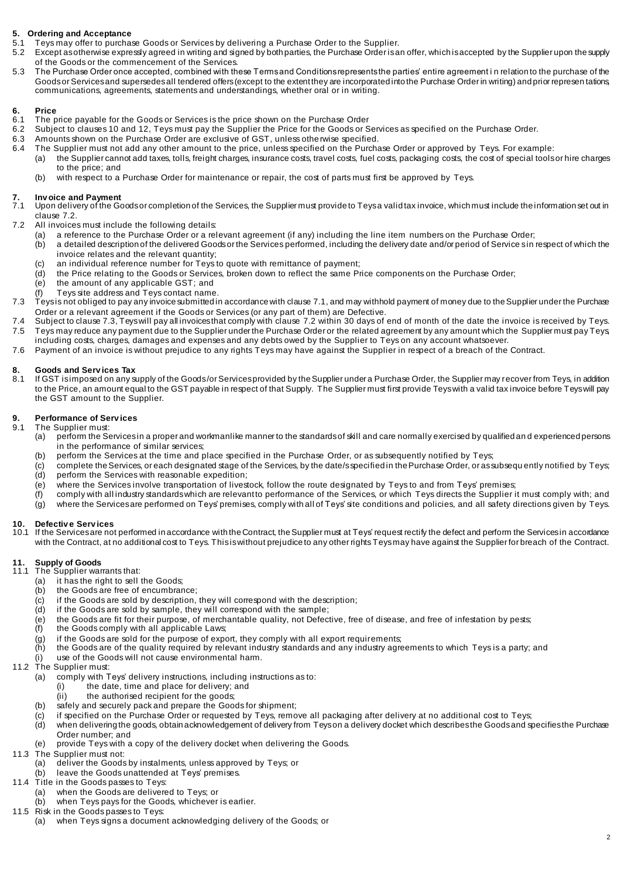## 5. Ordering and Acceptance

5.1 Teys may offer to purchase Goods or Services by delivering a Purchase Order to the Supplier.

5.2 Except as otherwise expressly agreed in writing and signed by both parties, the Purchase Order is an offer, which is accepted by the Supplier upon the supply of the Goods or the commencement of the Services.

5.3 The Purchase Order once accepted, combined with these Terms and Conditions represents the parties' entire agreement in relation to the purchase of the Goods or Services and supersedes all tendered offers (except to the extent they are incorporated into the Purchase Order in writing) and prior representations, communications, agreements, statements and understandings, whether oral or in writing.

## 6. Price

6.1 The price payable for the Goods or Services is the price shown on the Purchase Order

6.2 Subject to clauses 10 and 12, Teys must pay the Supplier the Price for the Goods or Services as specified on the Purchase Order.

6.3 Amounts shown on the Purchase Order are exclusive of GST, unless otherwise specified.

6.4 The Supplier must not add any other amount to the price, unless specified on the Purchase Order or approved by Teys. For example:
   (a) the Supplier cannot add taxes, tolls, freight charges, insurance costs, travel costs, fuel costs, packaging costs, the cost of special tools or hire charges to the price; and
   (b) with respect to a Purchase Order for maintenance or repair, the cost of parts must first be approved by Teys.

## 7. Invoice and Payment

7.1 Upon delivery of the Goods or completion of the Services, the Supplier must provide to Teys a valid tax invoice, which must include the information set out in clause 7.2.

7.2 All invoices must include the following details:
   (a) a reference to the Purchase Order or a relevant agreement (if any) including the line item numbers on the Purchase Order;
   (b) a detailed description of the delivered Goods or the Services performed, including the delivery date and/or period of Services in respect of which the invoice relates and the relevant quantity;
   (c) an individual reference number for Teys to quote with remittance of payment;
   (d) the Price relating to the Goods or Services, broken down to reflect the same Price components on the Purchase Order;
   (e) the amount of any applicable GST; and
   (f) Teys site address and Teys contact name.

7.3 Teys is not obliged to pay any invoice submitted in accordance with clause 7.1, and may withhold payment of money due to the Supplier under the Purchase Order or a relevant agreement if the Goods or Services (or any part of them) are Defective.

7.4 Subject to clause 7.3, Teys will pay all invoices that comply with clause 7.2 within 30 days of end of month of the date the invoice is received by Teys.

7.5 Teys may reduce any payment due to the Supplier under the Purchase Order or the related agreement by any amount which the Supplier must pay Teys, including costs, charges, damages and expenses and any debts owed by the Supplier to Teys on any account whatsoever.

7.6 Payment of an invoice is without prejudice to any rights Teys may have against the Supplier in respect of a breach of the Contract.

## 8. Goods and Services Tax

8.1 If GST is imposed on any supply of the Goods/or Services provided by the Supplier under a Purchase Order, the Supplier may recover from Teys, in addition to the Price, an amount equal to the GST payable in respect of that Supply. The Supplier must first provide Teys with a valid tax invoice before Teys will pay the GST amount to the Supplier.

## 9. Performance of Services

9.1 The Supplier must:
   (a) perform the Services in a proper and workmanlike manner to the standards of skill and care normally exercised by qualified and experienced persons in the performance of similar services;
   (b) perform the Services at the time and place specified in the Purchase Order, or as subsequently notified by Teys;
   (c) complete the Services, or each designated stage of the Services, by the date/s specified in the Purchase Order, or as subsequently notified by Teys;
   (d) perform the Services with reasonable expedition;
   (e) where the Services involve transportation of livestock, follow the route designated by Teys to and from Teys' premises;
   (f) comply with all industry standards which are relevant to performance of the Services, or which Teys directs the Supplier it must comply with; and
   (g) where the Services are performed on Teys' premises, comply with all of Teys' site conditions and policies, and all safety directions given by Teys.

## 10. Defective Services

10.1 If the Services are not performed in accordance with the Contract, the Supplier must at Teys' request rectify the defect and perform the Services in accordance with the Contract, at no additional cost to Teys. This is without prejudice to any other rights Teys may have against the Supplier for breach of the Contract.

## 11. Supply of Goods

11.1 The Supplier warrants that:
   (a) it has the right to sell the Goods;
   (b) the Goods are free of encumbrance;
   (c) if the Goods are sold by description, they will correspond with the description;
   (d) if the Goods are sold by sample, they will correspond with the sample;
   (e) the Goods are fit for their purpose, of merchantable quality, not Defective, free of disease, and free of infestation by pests;
   (f) the Goods comply with all applicable Laws;
   (g) if the Goods are sold for the purpose of export, they comply with all export requirements;
   (h) the Goods are of the quality required by relevant industry standards and any industry agreements to which Teys is a party; and
   (i) use of the Goods will not cause environmental harm.

11.2 The Supplier must:
   (a) comply with Teys' delivery instructions, including instructions as to:
      (i) the date, time and place for delivery; and
      (ii) the authorised recipient for the goods;
   (b) safely and securely pack and prepare the Goods for shipment;
   (c) if specified on the Purchase Order or requested by Teys, remove all packaging after delivery at no additional cost to Teys;
   (d) when delivering the goods, obtain acknowledgement of delivery from Teys on a delivery docket which describes the Goods and specifies the Purchase Order number; and
   (e) provide Teys with a copy of the delivery docket when delivering the Goods.

11.3 The Supplier must not:
   (a) deliver the Goods by instalments, unless approved by Teys; or
   (b) leave the Goods unattended at Teys' premises.

11.4 Title in the Goods passes to Teys:
   (a) when the Goods are delivered to Teys; or
   (b) when Teys pays for the Goods, whichever is earlier.

11.5 Risk in the Goods passes to Teys:
   (a) when Teys signs a document acknowledging delivery of the Goods; or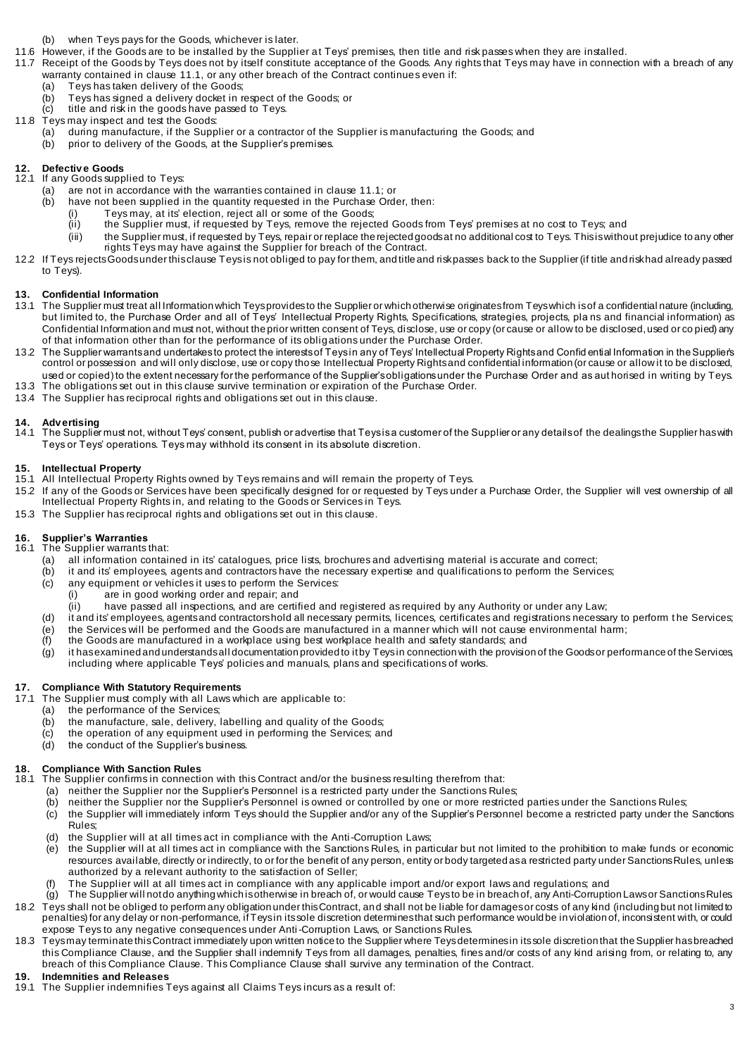(b) when Teys pays for the Goods, whichever is later.

11.6 However, if the Goods are to be installed by the Supplier at Teys' premises, then title and risk passes when they are installed.

11.7 Receipt of the Goods by Teys does not by itself constitute acceptance of the Goods. Any rights that Teys may have in connection with a breach of any warranty contained in clause 11.1, or any other breach of the Contract continues even if:

- (a) Teys has taken delivery of the Goods;
- (b) Teys has signed a delivery docket in respect of the Goods; or
- (c) title and risk in the goods have passed to Teys.

11.8 Teys may inspect and test the Goods:

- (a) during manufacture, if the Supplier or a contractor of the Supplier is manufacturing the Goods; and
- (b) prior to delivery of the Goods, at the Supplier's premises.

## 12. Defective Goods

12.1 If any Goods supplied to Teys:

- (a) are not in accordance with the warranties contained in clause 11.1; or
- (b) have not been supplied in the quantity requested in the Purchase Order, then:
  - (i) Teys may, at its' election, reject all or some of the Goods;
  - (ii) the Supplier must, if requested by Teys, remove the rejected Goods from Teys' premises at no cost to Teys; and
  - (iii) the Supplier must, if requested by Teys, repair or replace the rejected goods at no additional cost to Teys. This is without prejudice to any other rights Teys may have against the Supplier for breach of the Contract.

12.2 If Teys rejects Goods under this clause Teys is not obliged to pay for them, and title and risk passes back to the Supplier (if title and risk had already passed to Teys).

## 13. Confidential Information

13.1 The Supplier must treat all Information which Teys provides to the Supplier or which otherwise originates from Teys which is of a confidential nature (including, but not limited to, the Purchase Order and all of Teys' Intellectual Property Rights, Specifications, strategies, projects, plans and financial information) as Confidential Information and must not, without the prior written consent of Teys, disclose, use or copy (or cause or allow to be disclosed, used or copied) any of that information other than for the performance of its obligations under the Purchase Order.

13.2 The Supplier warrants and undertakes to protect the interests of Teys in any of Teys' Intellectual Property Rights and Confidential Information in the Supplier's control or possession and will only disclose, use or copy those Intellectual Property Rights and confidential information (or cause or allow it to be disclosed, used or copied) to the extent necessary for the performance of the Supplier's obligations under the Purchase Order and as authorised in writing by Teys.

13.3 The obligations set out in this clause survive termination or expiration of the Purchase Order.

13.4 The Supplier has reciprocal rights and obligations set out in this clause.

## 14. Advertising

14.1 The Supplier must not, without Teys' consent, publish or advertise that Teys is a customer of the Supplier or any details of the dealings the Supplier has with Teys or Teys' operations. Teys may withhold its consent in its absolute discretion.

## 15. Intellectual Property

15.1 All Intellectual Property Rights owned by Teys remains and will remain the property of Teys.

15.2 If any of the Goods or Services have been specifically designed for or requested by Teys under a Purchase Order, the Supplier will vest ownership of all Intellectual Property Rights in, and relating to the Goods or Services in Teys.

15.3 The Supplier has reciprocal rights and obligations set out in this clause.

## 16. Supplier's Warranties

16.1 The Supplier warrants that:

- (a) all information contained in its' catalogues, price lists, brochures and advertising material is accurate and correct;
- (b) it and its' employees, agents and contractors have the necessary expertise and qualifications to perform the Services;
- (c) any equipment or vehicles it uses to perform the Services:
  - (i) are in good working order and repair; and
  - (ii) have passed all inspections, and are certified and registered as required by any Authority or under any Law;
- (d) it and its' employees, agents and contractors hold all necessary permits, licences, certificates and registrations necessary to perform the Services;
- (e) the Services will be performed and the Goods are manufactured in a manner which will not cause environmental harm;
- (f) the Goods are manufactured in a workplace using best workplace health and safety standards; and
- (g) it has examined and understands all documentation provided to it by Teys in connection with the provision of the Goods or performance of the Services, including where applicable Teys' policies and manuals, plans and specifications of works.

## 17. Compliance With Statutory Requirements

17.1 The Supplier must comply with all Laws which are applicable to:

- (a) the performance of the Services;
- (b) the manufacture, sale, delivery, labelling and quality of the Goods;
- (c) the operation of any equipment used in performing the Services; and
- (d) the conduct of the Supplier's business.

## 18. Compliance With Sanction Rules

18.1 The Supplier confirms in connection with this Contract and/or the business resulting therefrom that:

- (a) neither the Supplier nor the Supplier's Personnel is a restricted party under the Sanctions Rules;
- (b) neither the Supplier nor the Supplier's Personnel is owned or controlled by one or more restricted parties under the Sanctions Rules;
- (c) the Supplier will immediately inform Teys should the Supplier and/or any of the Supplier's Personnel become a restricted party under the Sanctions Rules;
- (d) the Supplier will at all times act in compliance with the Anti-Corruption Laws;
- (e) the Supplier will at all times act in compliance with the Sanctions Rules, in particular but not limited to the prohibition to make funds or economic resources available, directly or indirectly, to or for the benefit of any person, entity or body targeted as a restricted party under Sanctions Rules, unless authorized by a relevant authority to the satisfaction of Seller;
- (f) The Supplier will at all times act in compliance with any applicable import and/or export laws and regulations; and
- (g) The Supplier will not do anything which is otherwise in breach of, or would cause Teys to be in breach of, any Anti-Corruption Laws or Sanctions Rules.

18.2 Teys shall not be obliged to perform any obligation under this Contract, and shall not be liable for damages or costs of any kind (including but not limited to penalties) for any delay or non-performance, if Teys in its sole discretion determines that such performance would be in violation of, inconsistent with, or could expose Teys to any negative consequences under Anti-Corruption Laws, or Sanctions Rules.

18.3 Teys may terminate this Contract immediately upon written notice to the Supplier where Teys determines in its sole discretion that the Supplier has breached this Compliance Clause, and the Supplier shall indemnify Teys from all damages, penalties, fines and/or costs of any kind arising from, or relating to, any breach of this Compliance Clause. This Compliance Clause shall survive any termination of the Contract.

## 19. Indemnities and Releases

19.1 The Supplier indemnifies Teys against all Claims Teys incurs as a result of: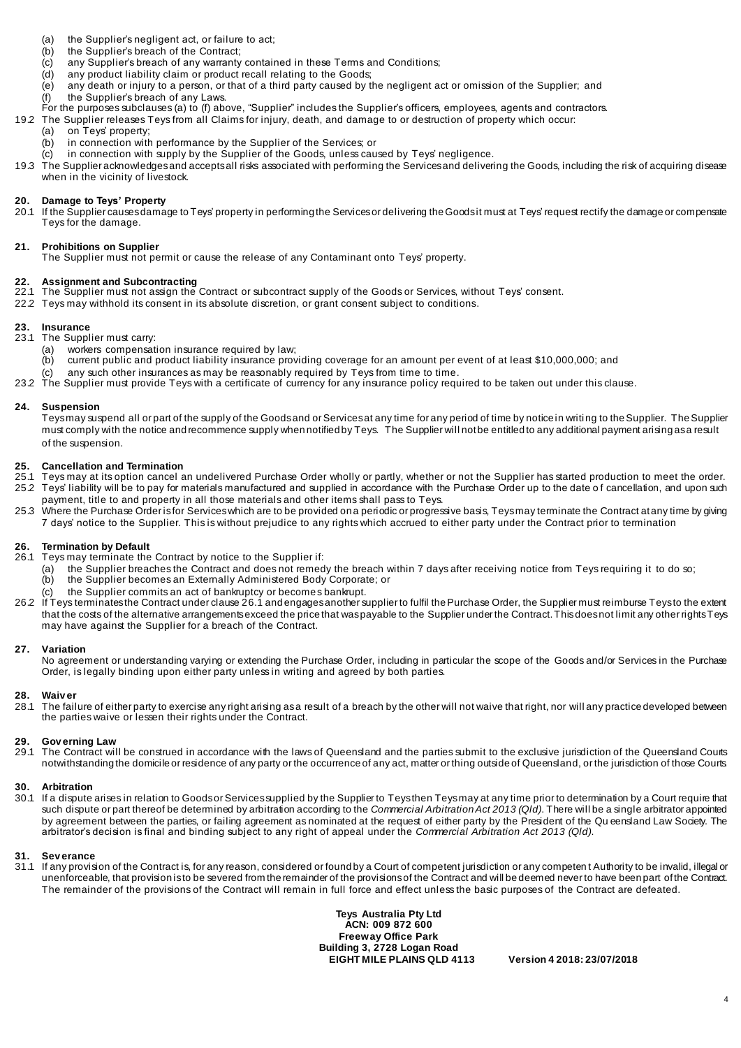(a) the Supplier's negligent act, or failure to act;
(b) the Supplier's breach of the Contract;
(c) any Supplier's breach of any warranty contained in these Terms and Conditions;
(d) any product liability claim or product recall relating to the Goods;
(e) any death or injury to a person, or that of a third party caused by the negligent act or omission of the Supplier; and
(f) the Supplier's breach of any Laws.

For the purposes subclauses (a) to (f) above, "Supplier" includes the Supplier's officers, employees, agents and contractors.

19.2 The Supplier releases Teys from all Claims for injury, death, and damage to or destruction of property which occur:
(a) on Teys' property;
(b) in connection with performance by the Supplier of the Services; or
(c) in connection with supply by the Supplier of the Goods, unless caused by Teys' negligence.

19.3 The Supplier acknowledges and accepts all risks associated with performing the Services and delivering the Goods, including the risk of acquiring disease when in the vicinity of livestock.

## 20. Damage to Teys' Property

20.1 If the Supplier causes damage to Teys' property in performing the Services or delivering the Goods it must at Teys' request rectify the damage or compensate Teys for the damage.

## 21. Prohibitions on Supplier

The Supplier must not permit or cause the release of any Contaminant onto Teys' property.

## 22. Assignment and Subcontracting

22.1 The Supplier must not assign the Contract or subcontract supply of the Goods or Services, without Teys' consent.
22.2 Teys may withhold its consent in its absolute discretion, or grant consent subject to conditions.

## 23. Insurance

23.1 The Supplier must carry:
(a) workers compensation insurance required by law;
(b) current public and product liability insurance providing coverage for an amount per event of at least $10,000,000; and
(c) any such other insurances as may be reasonably required by Teys from time to time.

23.2 The Supplier must provide Teys with a certificate of currency for any insurance policy required to be taken out under this clause.

## 24. Suspension

Teys may suspend all or part of the supply of the Goods and or Services at any time for any period of time by notice in writing to the Supplier. The Supplier must comply with the notice and recommence supply when notified by Teys. The Supplier will not be entitled to any additional payment arising as a result of the suspension.

## 25. Cancellation and Termination

25.1 Teys may at its option cancel an undelivered Purchase Order wholly or partly, whether or not the Supplier has started production to meet the order.
25.2 Teys' liability will be to pay for materials manufactured and supplied in accordance with the Purchase Order up to the date of cancellation, and upon such payment, title to and property in all those materials and other items shall pass to Teys.
25.3 Where the Purchase Order is for Services which are to be provided on a periodic or progressive basis, Teys may terminate the Contract at any time by giving 7 days' notice to the Supplier. This is without prejudice to any rights which accrued to either party under the Contract prior to termination

## 26. Termination by Default

26.1 Teys may terminate the Contract by notice to the Supplier if:
(a) the Supplier breaches the Contract and does not remedy the breach within 7 days after receiving notice from Teys requiring it to do so;
(b) the Supplier becomes an Externally Administered Body Corporate; or
(c) the Supplier commits an act of bankruptcy or becomes bankrupt.

26.2 If Teys terminates the Contract under clause 26.1 and engages another supplier to fulfil the Purchase Order, the Supplier must reimburse Teys to the extent that the costs of the alternative arrangements exceed the price that was payable to the Supplier under the Contract. This does not limit any other rights Teys may have against the Supplier for a breach of the Contract.

## 27. Variation

No agreement or understanding varying or extending the Purchase Order, including in particular the scope of the Goods and/or Services in the Purchase Order, is legally binding upon either party unless in writing and agreed by both parties.

## 28. Waiver

28.1 The failure of either party to exercise any right arising as a result of a breach by the other will not waive that right, nor will any practice developed between the parties waive or lessen their rights under the Contract.

## 29. Governing Law

29.1 The Contract will be construed in accordance with the laws of Queensland and the parties submit to the exclusive jurisdiction of the Queensland Courts notwithstanding the domicile or residence of any party or the occurrence of any act, matter or thing outside of Queensland, or the jurisdiction of those Courts.

## 30. Arbitration

30.1 If a dispute arises in relation to Goods or Services supplied by the Supplier to Teys then Teys may at any time prior to determination by a Court require that such dispute or part thereof be determined by arbitration according to the *Commercial Arbitration Act 2013 (Qld)*. There will be a single arbitrator appointed by agreement between the parties, or failing agreement as nominated at the request of either party by the President of the Queensland Law Society. The arbitrator's decision is final and binding subject to any right of appeal under the *Commercial Arbitration Act 2013 (Qld)*.

## 31. Severance

31.1 If any provision of the Contract is, for any reason, considered or found by a Court of competent jurisdiction or any competent Authority to be invalid, illegal or unenforceable, that provision is to be severed from the remainder of the provisions of the Contract and will be deemed never to have been part of the Contract. The remainder of the provisions of the Contract will remain in full force and effect unless the basic purposes of the Contract are defeated.

**Teys Australia Pty Ltd**
**ACN: 009 872 600**
**Freeway Office Park**
**Building 3, 2728 Logan Road**
**EIGHT MILE PLAINS QLD 4113**

**Version 4 2018: 23/07/2018**